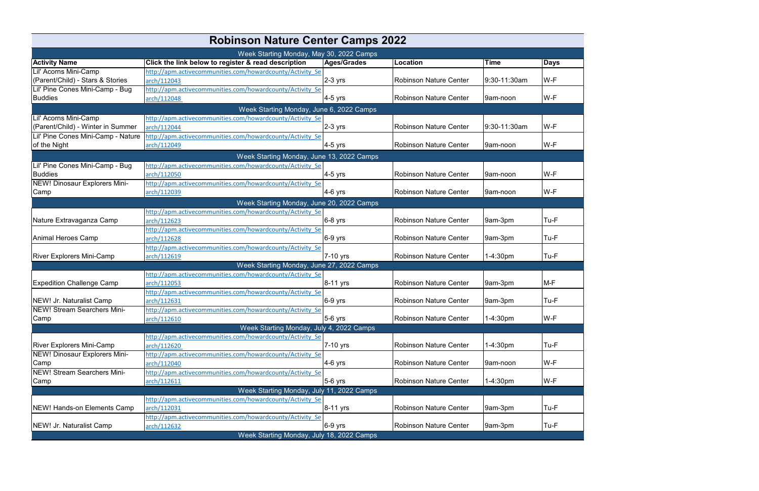# Robinson Nature Center Camps 2022

| Activity Name | Click the link below to register & read description | Ages/Grades | Location | Time | Days |
|---|---|---|---|---|---|
| **Week Starting Monday, May 30, 2022 Camps** | | | | | |
| Lil' Acorns Mini-Camp (Parent/Child) - Stars & Stories | http://apm.activecommunities.com/howardcounty/Activity_Search/112043 | 2-3 yrs | Robinson Nature Center | 9:30-11:30am | W-F |
| Lil' Pine Cones Mini-Camp - Bug Buddies | http://apm.activecommunities.com/howardcounty/Activity_Search/112048 | 4-5 yrs | Robinson Nature Center | 9am-noon | W-F |
| **Week Starting Monday, June 6, 2022 Camps** | | | | | |
| Lil' Acorns Mini-Camp (Parent/Child) - Winter in Summer | http://apm.activecommunities.com/howardcounty/Activity_Search/112044 | 2-3 yrs | Robinson Nature Center | 9:30-11:30am | W-F |
| Lil' Pine Cones Mini-Camp - Nature of the Night | http://apm.activecommunities.com/howardcounty/Activity_Search/112049 | 4-5 yrs | Robinson Nature Center | 9am-noon | W-F |
| **Week Starting Monday, June 13, 2022 Camps** | | | | | |
| Lil' Pine Cones Mini-Camp - Bug Buddies | http://apm.activecommunities.com/howardcounty/Activity_Search/112050 | 4-5 yrs | Robinson Nature Center | 9am-noon | W-F |
| NEW! Dinosaur Explorers Mini-Camp | http://apm.activecommunities.com/howardcounty/Activity_Search/112039 | 4-6 yrs | Robinson Nature Center | 9am-noon | W-F |
| **Week Starting Monday, June 20, 2022 Camps** | | | | | |
| Nature Extravaganza Camp | http://apm.activecommunities.com/howardcounty/Activity_Search/112623 | 6-8 yrs | Robinson Nature Center | 9am-3pm | Tu-F |
| Animal Heroes Camp | http://apm.activecommunities.com/howardcounty/Activity_Search/112628 | 6-9 yrs | Robinson Nature Center | 9am-3pm | Tu-F |
| River Explorers Mini-Camp | http://apm.activecommunities.com/howardcounty/Activity_Search/112619 | 7-10 yrs | Robinson Nature Center | 1-4:30pm | Tu-F |
| **Week Starting Monday, June 27, 2022 Camps** | | | | | |
| Expedition Challenge Camp | http://apm.activecommunities.com/howardcounty/Activity_Search/112053 | 8-11 yrs | Robinson Nature Center | 9am-3pm | M-F |
| NEW! Jr. Naturalist Camp | http://apm.activecommunities.com/howardcounty/Activity_Search/112631 | 6-9 yrs | Robinson Nature Center | 9am-3pm | Tu-F |
| NEW! Stream Searchers Mini-Camp | http://apm.activecommunities.com/howardcounty/Activity_Search/112610 | 5-6 yrs | Robinson Nature Center | 1-4:30pm | W-F |
| **Week Starting Monday, July 4, 2022 Camps** | | | | | |
| River Explorers Mini-Camp | http://apm.activecommunities.com/howardcounty/Activity_Search/112620 | 7-10 yrs | Robinson Nature Center | 1-4:30pm | Tu-F |
| NEW! Dinosaur Explorers Mini-Camp | http://apm.activecommunities.com/howardcounty/Activity_Search/112040 | 4-6 yrs | Robinson Nature Center | 9am-noon | W-F |
| NEW! Stream Searchers Mini-Camp | http://apm.activecommunities.com/howardcounty/Activity_Search/112611 | 5-6 yrs | Robinson Nature Center | 1-4:30pm | W-F |
| **Week Starting Monday, July 11, 2022 Camps** | | | | | |
| NEW! Hands-on Elements Camp | http://apm.activecommunities.com/howardcounty/Activity_Search/112031 | 8-11 yrs | Robinson Nature Center | 9am-3pm | Tu-F |
| NEW! Jr. Naturalist Camp | http://apm.activecommunities.com/howardcounty/Activity_Search/112632 | 6-9 yrs | Robinson Nature Center | 9am-3pm | Tu-F |
| **Week Starting Monday, July 18, 2022 Camps** | | | | | |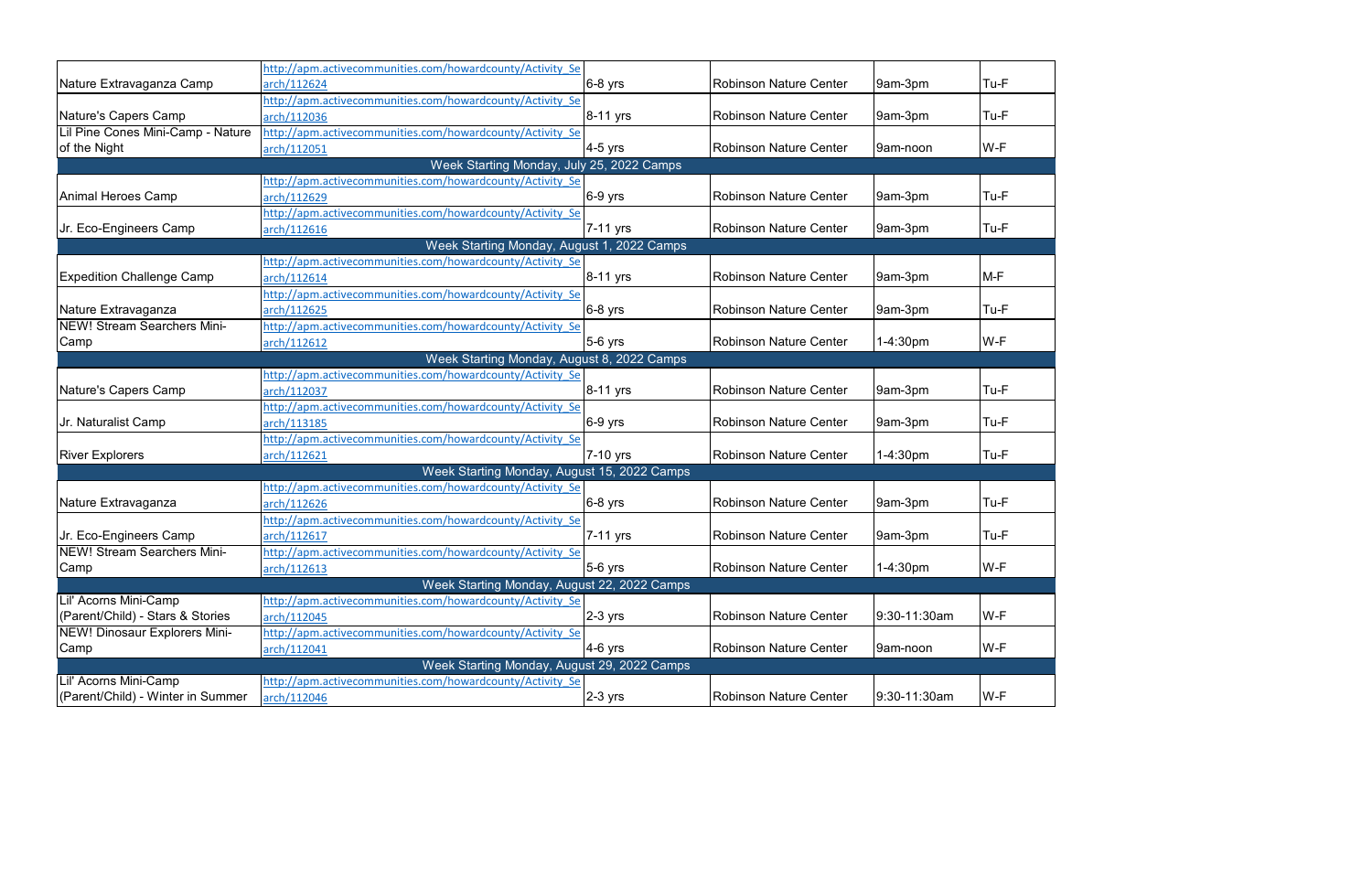| | | | | | |
|---|---|---|---|---|---|
| Nature Extravaganza Camp | http://apm.activecommunities.com/howardcounty/Activity_Search/112624 | 6-8 yrs | Robinson Nature Center | 9am-3pm | Tu-F |
| Nature's Capers Camp | http://apm.activecommunities.com/howardcounty/Activity_Search/112036 | 8-11 yrs | Robinson Nature Center | 9am-3pm | Tu-F |
| Lil Pine Cones Mini-Camp - Nature of the Night | http://apm.activecommunities.com/howardcounty/Activity_Search/112051 | 4-5 yrs | Robinson Nature Center | 9am-noon | W-F |
| Week Starting Monday, July 25, 2022 Camps | | | | | |
| Animal Heroes Camp | http://apm.activecommunities.com/howardcounty/Activity_Search/112629 | 6-9 yrs | Robinson Nature Center | 9am-3pm | Tu-F |
| Jr. Eco-Engineers Camp | http://apm.activecommunities.com/howardcounty/Activity_Search/112616 | 7-11 yrs | Robinson Nature Center | 9am-3pm | Tu-F |
| Week Starting Monday, August 1, 2022 Camps | | | | | |
| Expedition Challenge Camp | http://apm.activecommunities.com/howardcounty/Activity_Search/112614 | 8-11 yrs | Robinson Nature Center | 9am-3pm | M-F |
| Nature Extravaganza | http://apm.activecommunities.com/howardcounty/Activity_Search/112625 | 6-8 yrs | Robinson Nature Center | 9am-3pm | Tu-F |
| NEW! Stream Searchers Mini-Camp | http://apm.activecommunities.com/howardcounty/Activity_Search/112612 | 5-6 yrs | Robinson Nature Center | 1-4:30pm | W-F |
| Week Starting Monday, August 8, 2022 Camps | | | | | |
| Nature's Capers Camp | http://apm.activecommunities.com/howardcounty/Activity_Search/112037 | 8-11 yrs | Robinson Nature Center | 9am-3pm | Tu-F |
| Jr. Naturalist Camp | http://apm.activecommunities.com/howardcounty/Activity_Search/113185 | 6-9 yrs | Robinson Nature Center | 9am-3pm | Tu-F |
| River Explorers | http://apm.activecommunities.com/howardcounty/Activity_Search/112621 | 7-10 yrs | Robinson Nature Center | 1-4:30pm | Tu-F |
| Week Starting Monday, August 15, 2022 Camps | | | | | |
| Nature Extravaganza | http://apm.activecommunities.com/howardcounty/Activity_Search/112626 | 6-8 yrs | Robinson Nature Center | 9am-3pm | Tu-F |
| Jr. Eco-Engineers Camp | http://apm.activecommunities.com/howardcounty/Activity_Search/112617 | 7-11 yrs | Robinson Nature Center | 9am-3pm | Tu-F |
| NEW! Stream Searchers Mini-Camp | http://apm.activecommunities.com/howardcounty/Activity_Search/112613 | 5-6 yrs | Robinson Nature Center | 1-4:30pm | W-F |
| Week Starting Monday, August 22, 2022 Camps | | | | | |
| Lil' Acorns Mini-Camp (Parent/Child) - Stars & Stories | http://apm.activecommunities.com/howardcounty/Activity_Search/112045 | 2-3 yrs | Robinson Nature Center | 9:30-11:30am | W-F |
| NEW! Dinosaur Explorers Mini-Camp | http://apm.activecommunities.com/howardcounty/Activity_Search/112041 | 4-6 yrs | Robinson Nature Center | 9am-noon | W-F |
| Week Starting Monday, August 29, 2022 Camps | | | | | |
| Lil' Acorns Mini-Camp (Parent/Child) - Winter in Summer | http://apm.activecommunities.com/howardcounty/Activity_Search/112046 | 2-3 yrs | Robinson Nature Center | 9:30-11:30am | W-F |